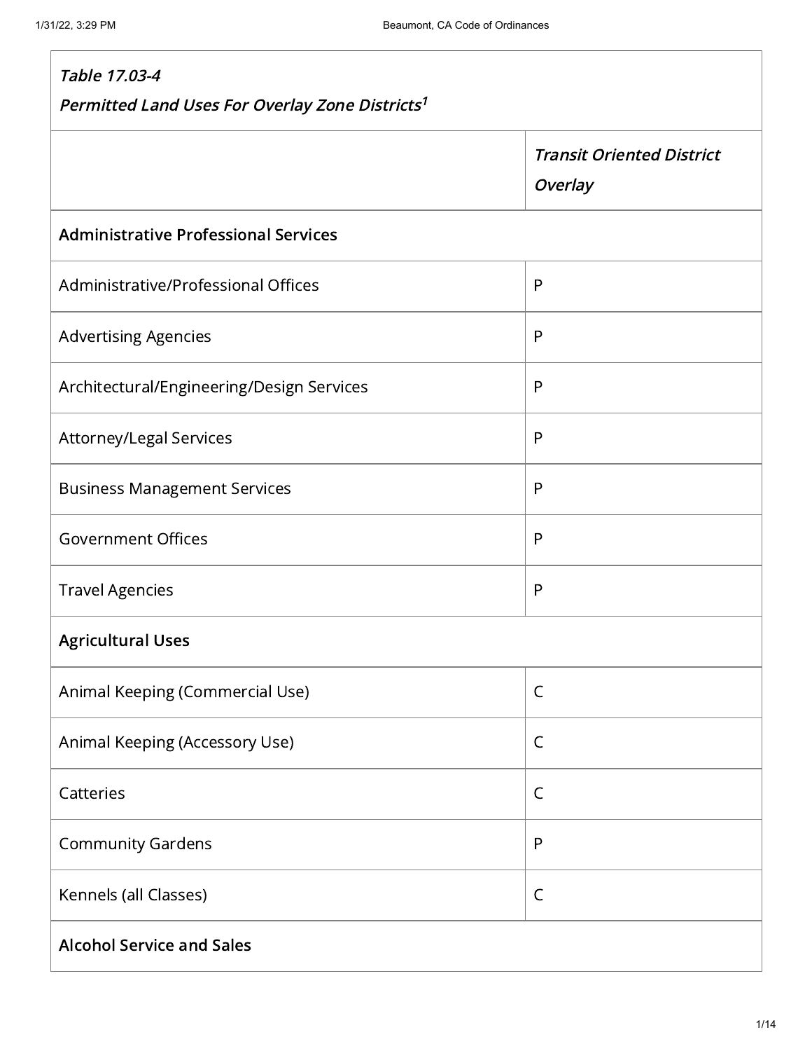| *Table 17.03-4*<br>*Permitted Land Uses For Overlay Zone Districts*[1] | |
|---|---|
| | *Transit Oriented District Overlay* |
| **Administrative Professional Services** | |
| Administrative/Professional Offices | P |
| Advertising Agencies | P |
| Architectural/Engineering/Design Services | P |
| Attorney/Legal Services | P |
| Business Management Services | P |
| Government Offices | P |
| Travel Agencies | P |
| **Agricultural Uses** | |
| Animal Keeping (Commercial Use) | C |
| Animal Keeping (Accessory Use) | C |
| Catteries | C |
| Community Gardens | P |
| Kennels (all Classes) | C |
| **Alcohol Service and Sales** | |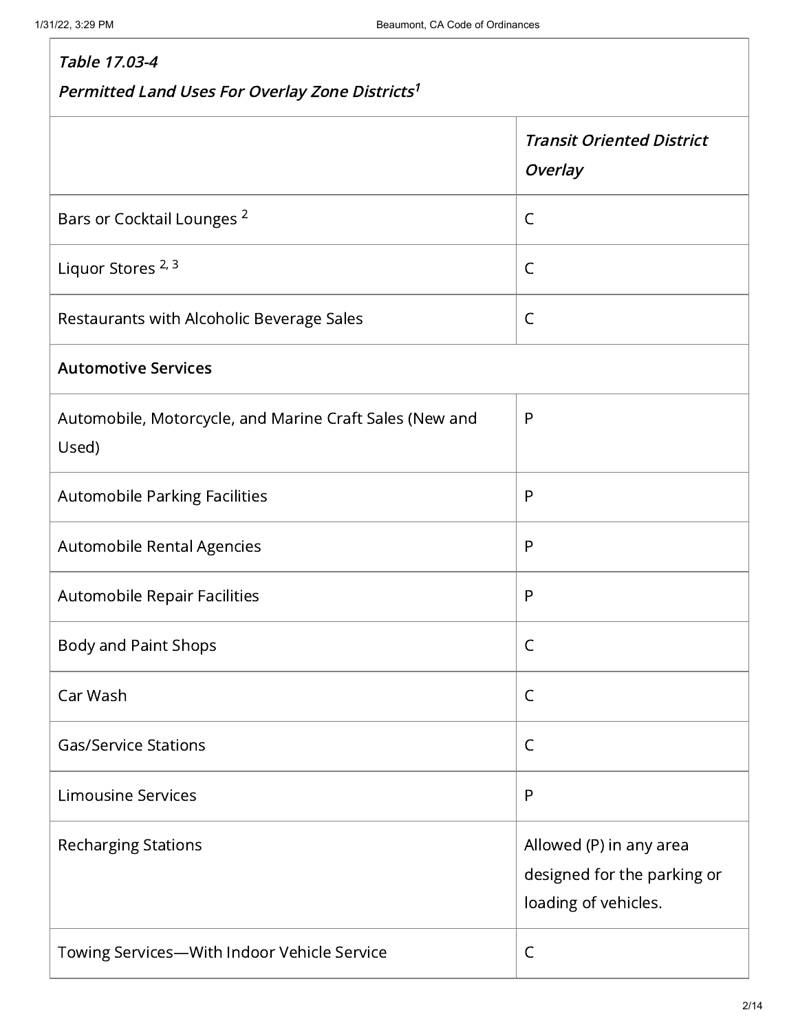*Table 17.03-4*

*Permitted Land Uses For Overlay Zone Districts*[1]

| | *Transit Oriented District Overlay* |
|---|---|
| Bars or Cocktail Lounges [2] | C |
| Liquor Stores [2, 3] | C |
| Restaurants with Alcoholic Beverage Sales | C |
| **Automotive Services** | |
| Automobile, Motorcycle, and Marine Craft Sales (New and Used) | P |
| Automobile Parking Facilities | P |
| Automobile Rental Agencies | P |
| Automobile Repair Facilities | P |
| Body and Paint Shops | C |
| Car Wash | C |
| Gas/Service Stations | C |
| Limousine Services | P |
| Recharging Stations | Allowed (P) in any area designed for the parking or loading of vehicles. |
| Towing Services—With Indoor Vehicle Service | C |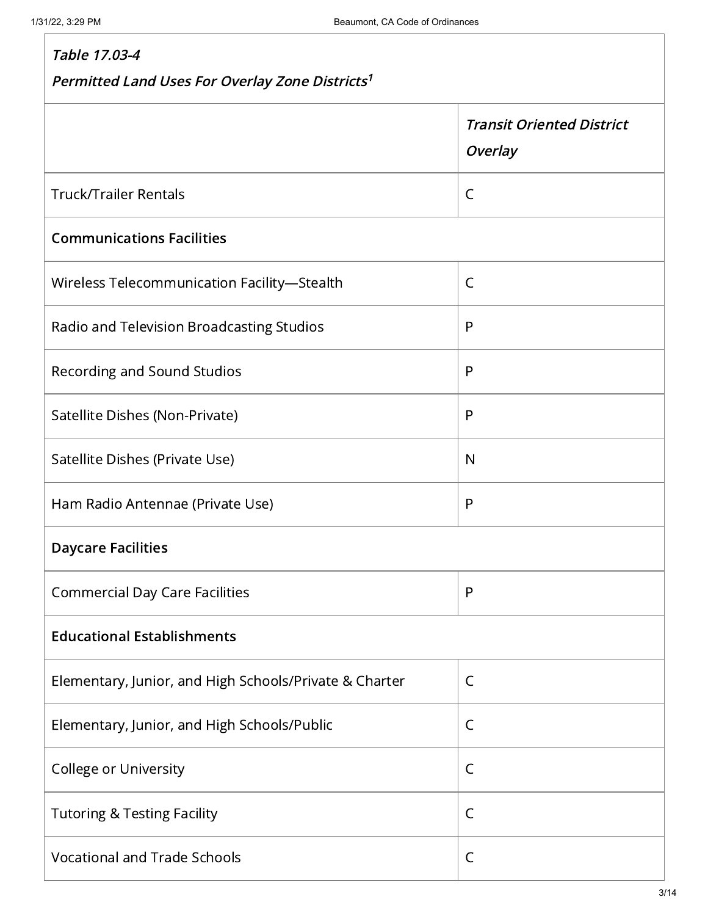| *Table 17.03-4* *Permitted Land Uses For Overlay Zone Districts*[1] | |
|---|---|
| | ***Transit Oriented District Overlay*** |
| Truck/Trailer Rentals | C |
| **Communications Facilities** | |
| Wireless Telecommunication Facility—Stealth | C |
| Radio and Television Broadcasting Studios | P |
| Recording and Sound Studios | P |
| Satellite Dishes (Non-Private) | P |
| Satellite Dishes (Private Use) | N |
| Ham Radio Antennae (Private Use) | P |
| **Daycare Facilities** | |
| Commercial Day Care Facilities | P |
| **Educational Establishments** | |
| Elementary, Junior, and High Schools/Private & Charter | C |
| Elementary, Junior, and High Schools/Public | C |
| College or University | C |
| Tutoring & Testing Facility | C |
| Vocational and Trade Schools | C |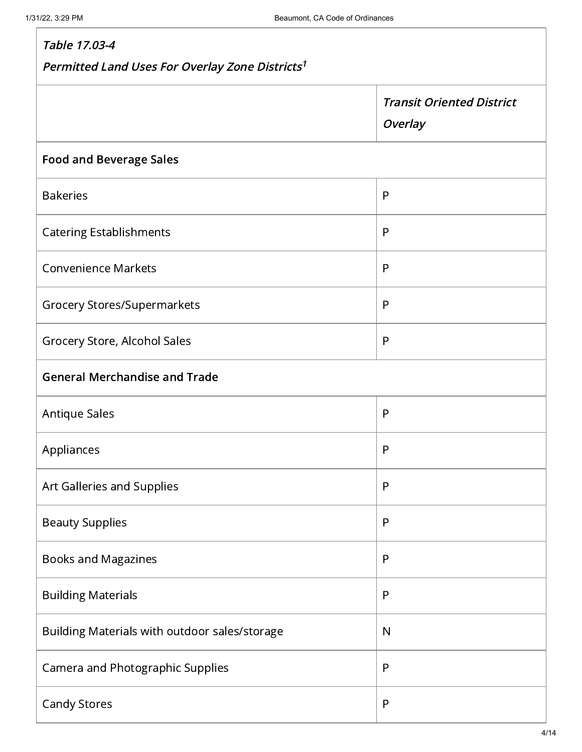| *Table 17.03-4* *Permitted Land Uses For Overlay Zone Districts*[1] | |
|---|---|
| | *Transit Oriented District Overlay* |
| **Food and Beverage Sales** | |
| Bakeries | P |
| Catering Establishments | P |
| Convenience Markets | P |
| Grocery Stores/Supermarkets | P |
| Grocery Store, Alcohol Sales | P |
| **General Merchandise and Trade** | |
| Antique Sales | P |
| Appliances | P |
| Art Galleries and Supplies | P |
| Beauty Supplies | P |
| Books and Magazines | P |
| Building Materials | P |
| Building Materials with outdoor sales/storage | N |
| Camera and Photographic Supplies | P |
| Candy Stores | P |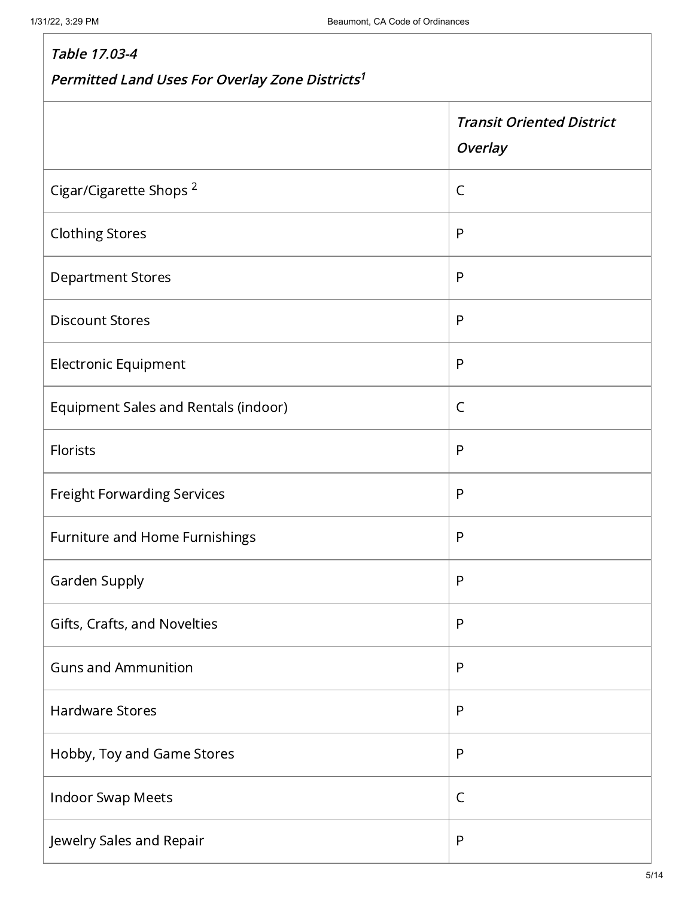| *Table 17.03-4* *Permitted Land Uses For Overlay Zone Districts*[1] | |
|---|---|
| | ***Transit Oriented District Overlay*** |
| Cigar/Cigarette Shops [2] | C |
| Clothing Stores | P |
| Department Stores | P |
| Discount Stores | P |
| Electronic Equipment | P |
| Equipment Sales and Rentals (indoor) | C |
| Florists | P |
| Freight Forwarding Services | P |
| Furniture and Home Furnishings | P |
| Garden Supply | P |
| Gifts, Crafts, and Novelties | P |
| Guns and Ammunition | P |
| Hardware Stores | P |
| Hobby, Toy and Game Stores | P |
| Indoor Swap Meets | C |
| Jewelry Sales and Repair | P |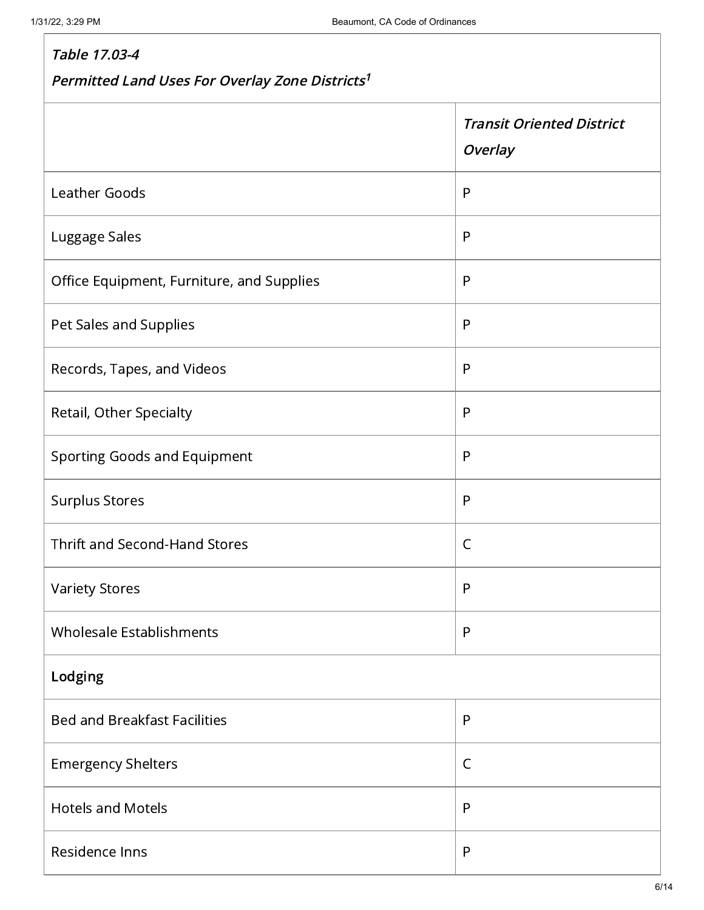*Table 17.03-4*

*Permitted Land Uses For Overlay Zone Districts[1]*

| | *Transit Oriented District Overlay* |
|---|---|
| Leather Goods | P |
| Luggage Sales | P |
| Office Equipment, Furniture, and Supplies | P |
| Pet Sales and Supplies | P |
| Records, Tapes, and Videos | P |
| Retail, Other Specialty | P |
| Sporting Goods and Equipment | P |
| Surplus Stores | P |
| Thrift and Second-Hand Stores | C |
| Variety Stores | P |
| Wholesale Establishments | P |
| **Lodging** | |
| Bed and Breakfast Facilities | P |
| Emergency Shelters | C |
| Hotels and Motels | P |
| Residence Inns | P |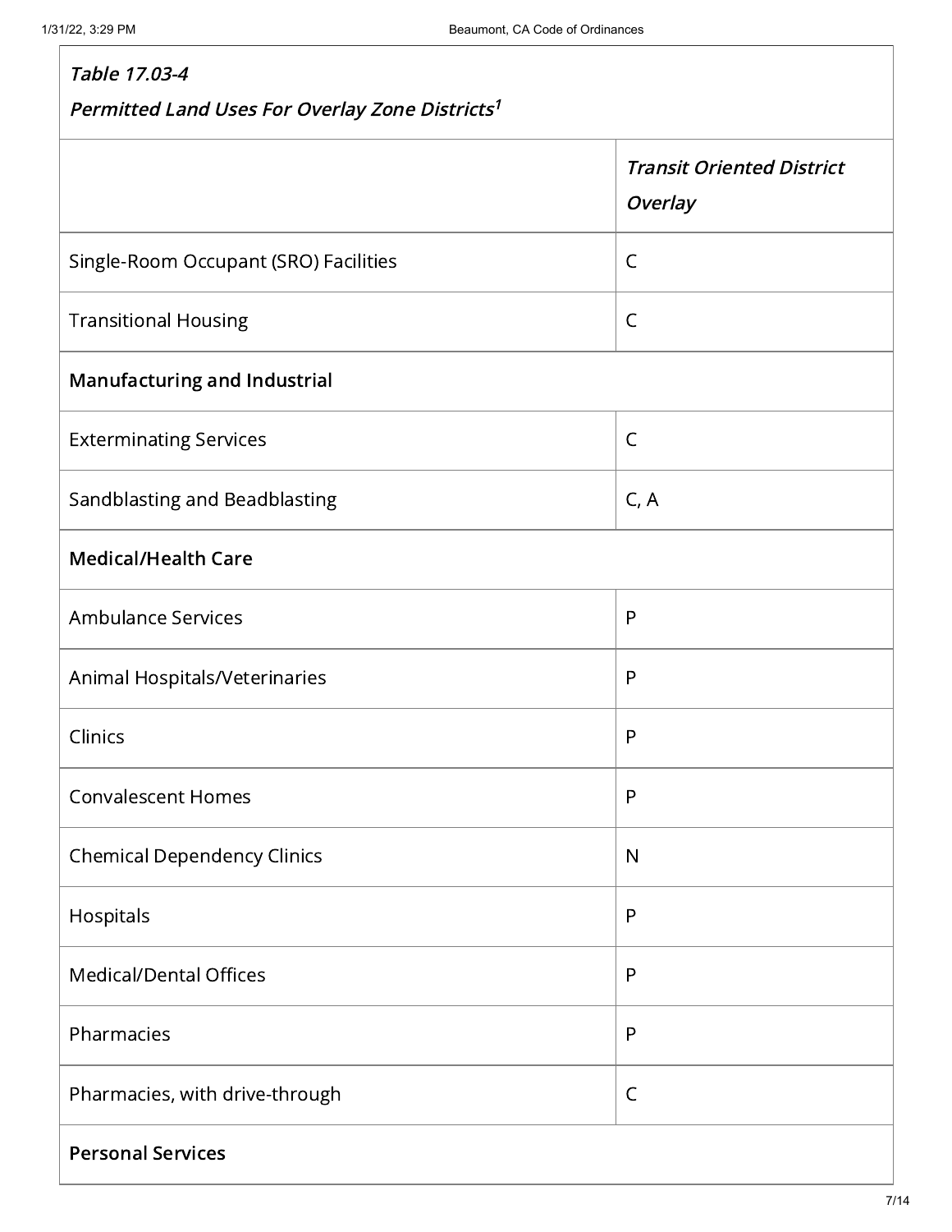*Table 17.03-4*

*Permitted Land Uses For Overlay Zone Districts[1]*

| | *Transit Oriented District Overlay* |
|---|---|
| Single-Room Occupant (SRO) Facilities | C |
| Transitional Housing | C |
| **Manufacturing and Industrial** | |
| Exterminating Services | C |
| Sandblasting and Beadblasting | C, A |
| **Medical/Health Care** | |
| Ambulance Services | P |
| Animal Hospitals/Veterinaries | P |
| Clinics | P |
| Convalescent Homes | P |
| Chemical Dependency Clinics | N |
| Hospitals | P |
| Medical/Dental Offices | P |
| Pharmacies | P |
| Pharmacies, with drive-through | C |
| **Personal Services** | |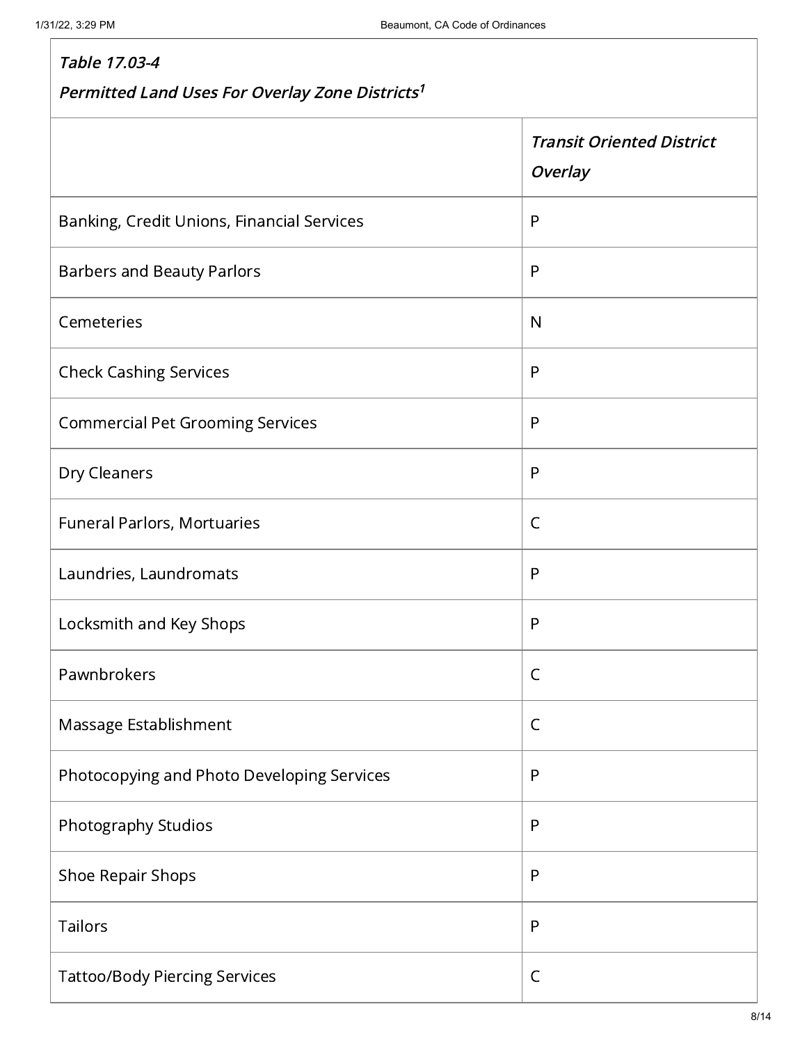| *Table 17.03-4*<br>*Permitted Land Uses For Overlay Zone Districts*[1] | |
|---|---|
| | ***Transit Oriented District Overlay*** |
| Banking, Credit Unions, Financial Services | P |
| Barbers and Beauty Parlors | P |
| Cemeteries | N |
| Check Cashing Services | P |
| Commercial Pet Grooming Services | P |
| Dry Cleaners | P |
| Funeral Parlors, Mortuaries | C |
| Laundries, Laundromats | P |
| Locksmith and Key Shops | P |
| Pawnbrokers | C |
| Massage Establishment | C |
| Photocopying and Photo Developing Services | P |
| Photography Studios | P |
| Shoe Repair Shops | P |
| Tailors | P |
| Tattoo/Body Piercing Services | C |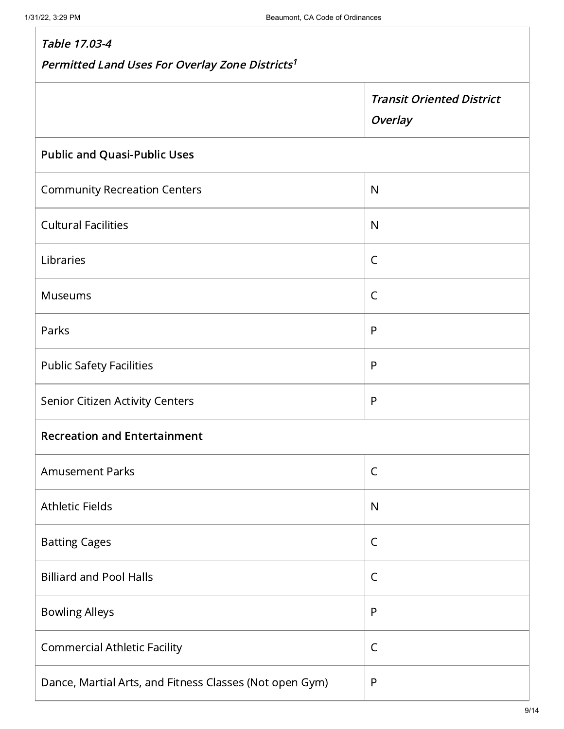| *Table 17.03-4*<br>*Permitted Land Uses For Overlay Zone Districts*[1] | |
| --- | --- |
| | ***Transit Oriented District Overlay*** |
| **Public and Quasi-Public Uses** | |
| Community Recreation Centers | N |
| Cultural Facilities | N |
| Libraries | C |
| Museums | C |
| Parks | P |
| Public Safety Facilities | P |
| Senior Citizen Activity Centers | P |
| **Recreation and Entertainment** | |
| Amusement Parks | C |
| Athletic Fields | N |
| Batting Cages | C |
| Billiard and Pool Halls | C |
| Bowling Alleys | P |
| Commercial Athletic Facility | C |
| Dance, Martial Arts, and Fitness Classes (Not open Gym) | P |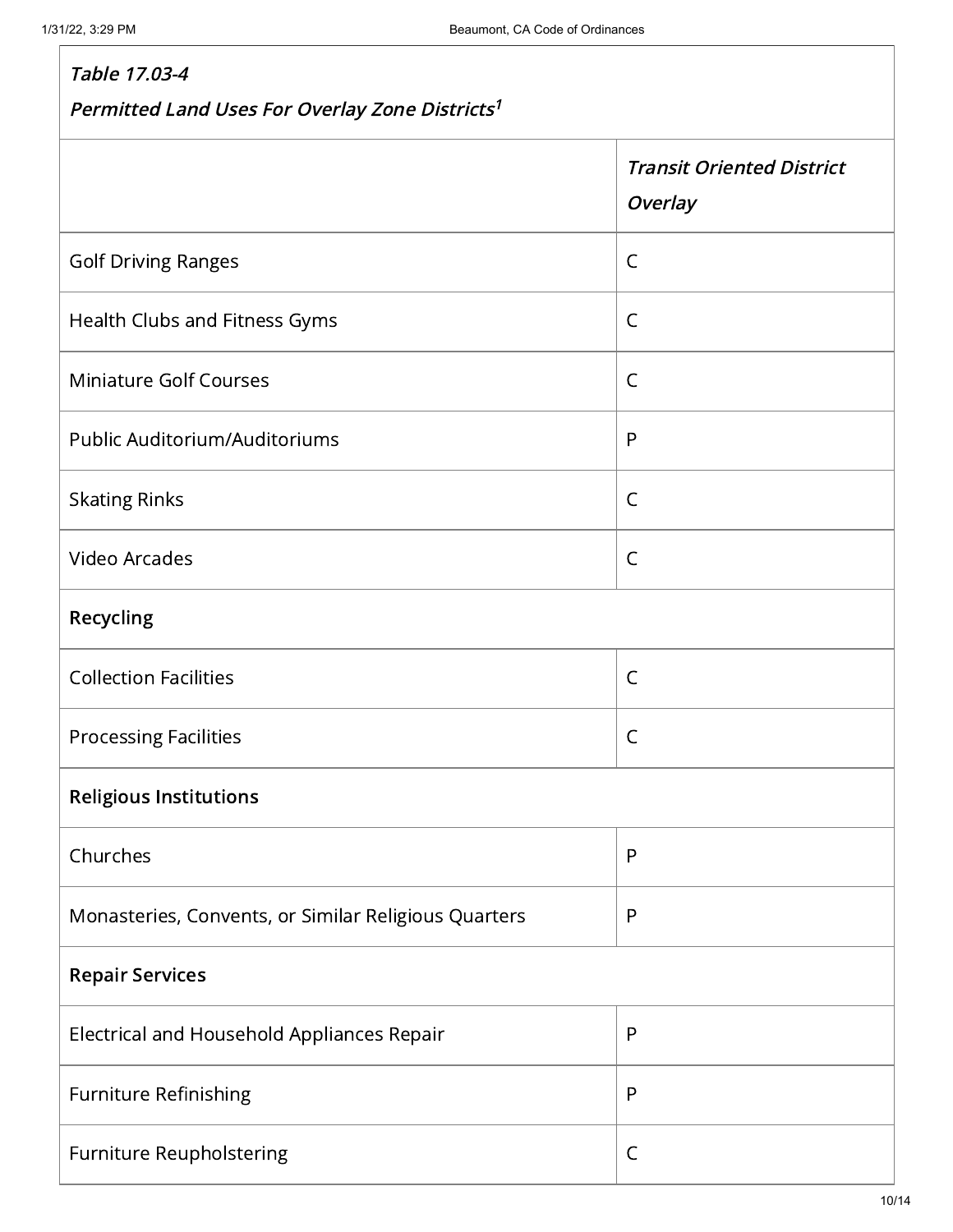| *Table 17.03-4* *Permitted Land Uses For Overlay Zone Districts*[1] | |
|---|---|
| | ***Transit Oriented District Overlay*** |
| Golf Driving Ranges | C |
| Health Clubs and Fitness Gyms | C |
| Miniature Golf Courses | C |
| Public Auditorium/Auditoriums | P |
| Skating Rinks | C |
| Video Arcades | C |
| **Recycling** | |
| Collection Facilities | C |
| Processing Facilities | C |
| **Religious Institutions** | |
| Churches | P |
| Monasteries, Convents, or Similar Religious Quarters | P |
| **Repair Services** | |
| Electrical and Household Appliances Repair | P |
| Furniture Refinishing | P |
| Furniture Reupholstering | C |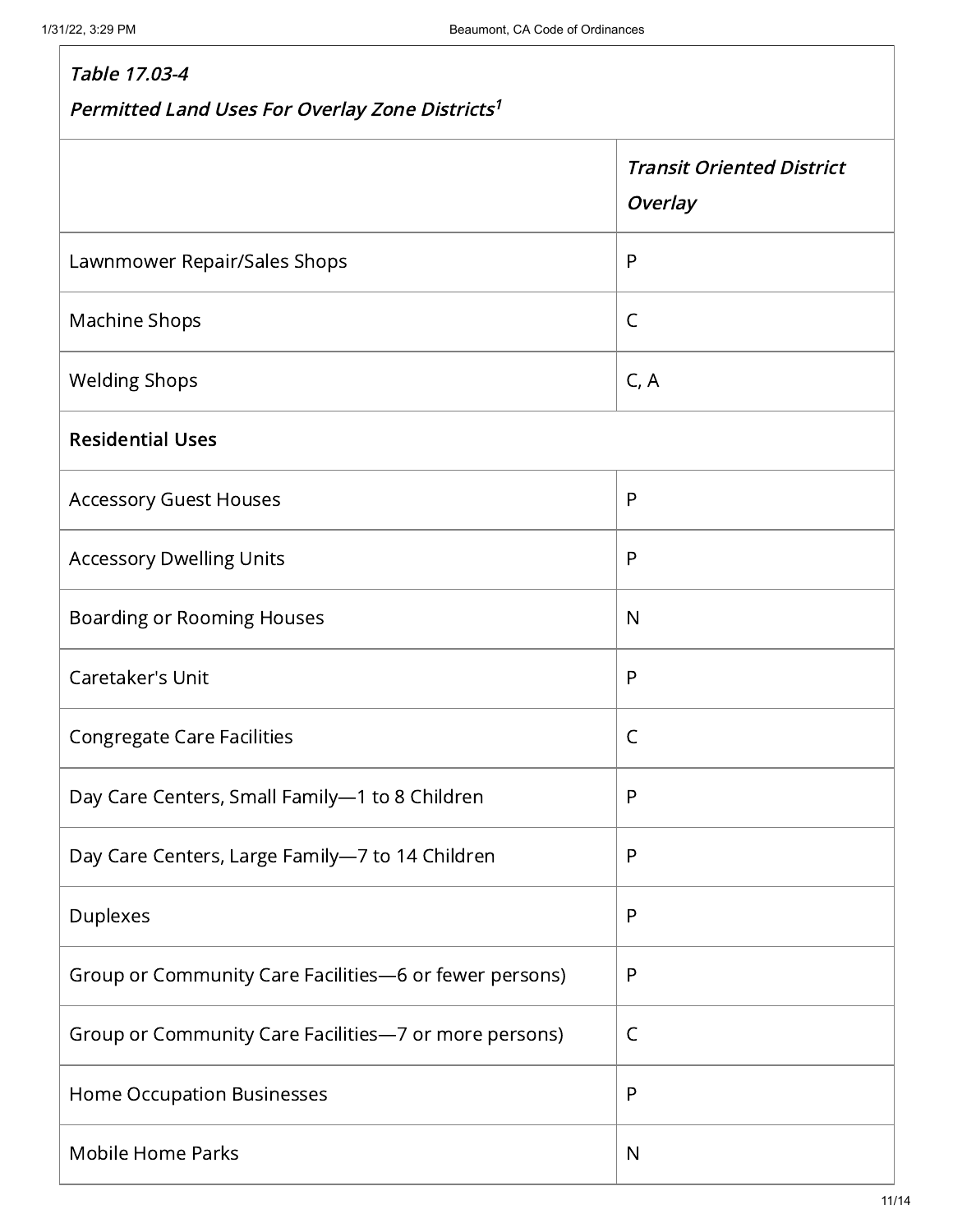| *Table 17.03-4* *Permitted Land Uses For Overlay Zone Districts*[1] | |
|---|---|
| | ***Transit Oriented District Overlay*** |
| Lawnmower Repair/Sales Shops | P |
| Machine Shops | C |
| Welding Shops | C, A |
| **Residential Uses** | |
| Accessory Guest Houses | P |
| Accessory Dwelling Units | P |
| Boarding or Rooming Houses | N |
| Caretaker's Unit | P |
| Congregate Care Facilities | C |
| Day Care Centers, Small Family—1 to 8 Children | P |
| Day Care Centers, Large Family—7 to 14 Children | P |
| Duplexes | P |
| Group or Community Care Facilities—6 or fewer persons) | P |
| Group or Community Care Facilities—7 or more persons) | C |
| Home Occupation Businesses | P |
| Mobile Home Parks | N |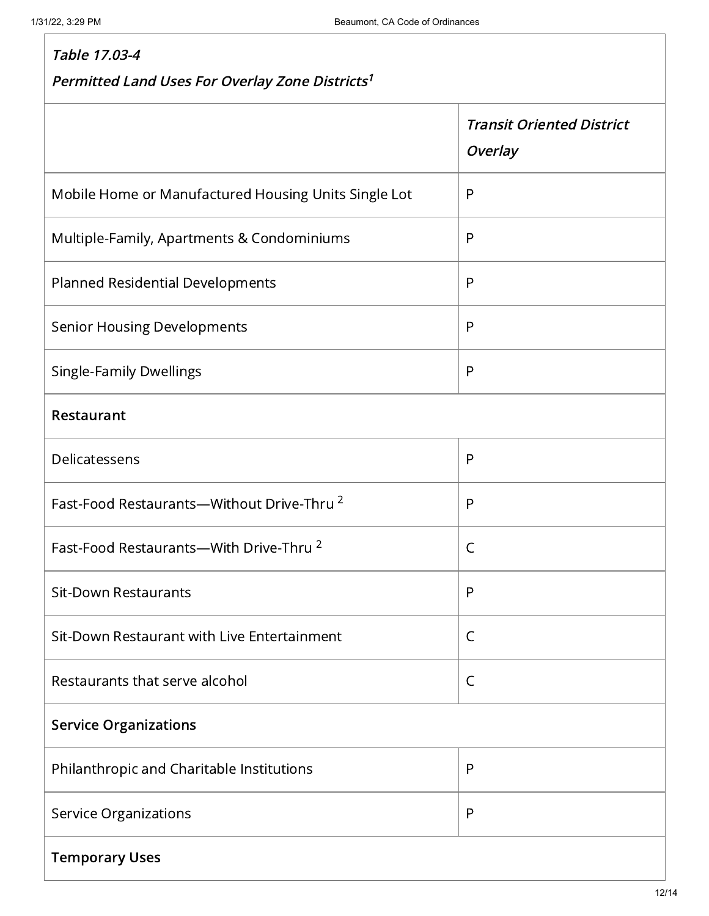*Table 17.03-4*

*Permitted Land Uses For Overlay Zone Districts[1]*

| | *Transit Oriented District Overlay* |
|---|---|
| Mobile Home or Manufactured Housing Units Single Lot | P |
| Multiple-Family, Apartments & Condominiums | P |
| Planned Residential Developments | P |
| Senior Housing Developments | P |
| Single-Family Dwellings | P |
| **Restaurant** | |
| Delicatessens | P |
| Fast-Food Restaurants—Without Drive-Thru [2] | P |
| Fast-Food Restaurants—With Drive-Thru [2] | C |
| Sit-Down Restaurants | P |
| Sit-Down Restaurant with Live Entertainment | C |
| Restaurants that serve alcohol | C |
| **Service Organizations** | |
| Philanthropic and Charitable Institutions | P |
| Service Organizations | P |
| **Temporary Uses** | |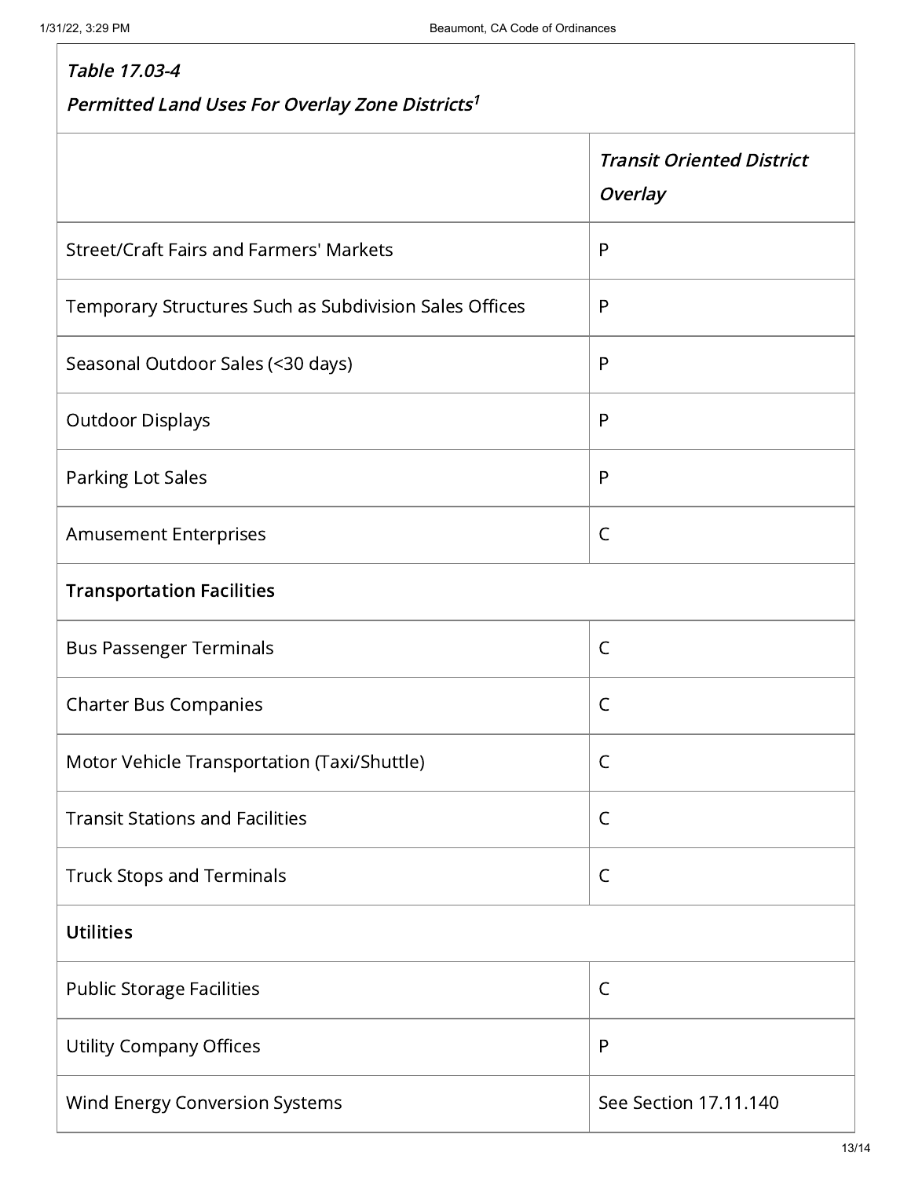*Table 17.03-4*

*Permitted Land Uses For Overlay Zone Districts[1]*

| | *Transit Oriented District Overlay* |
|---|---|
| Street/Craft Fairs and Farmers' Markets | P |
| Temporary Structures Such as Subdivision Sales Offices | P |
| Seasonal Outdoor Sales (<30 days) | P |
| Outdoor Displays | P |
| Parking Lot Sales | P |
| Amusement Enterprises | C |
| **Transportation Facilities** | |
| Bus Passenger Terminals | C |
| Charter Bus Companies | C |
| Motor Vehicle Transportation (Taxi/Shuttle) | C |
| Transit Stations and Facilities | C |
| Truck Stops and Terminals | C |
| **Utilities** | |
| Public Storage Facilities | C |
| Utility Company Offices | P |
| Wind Energy Conversion Systems | See Section 17.11.140 |